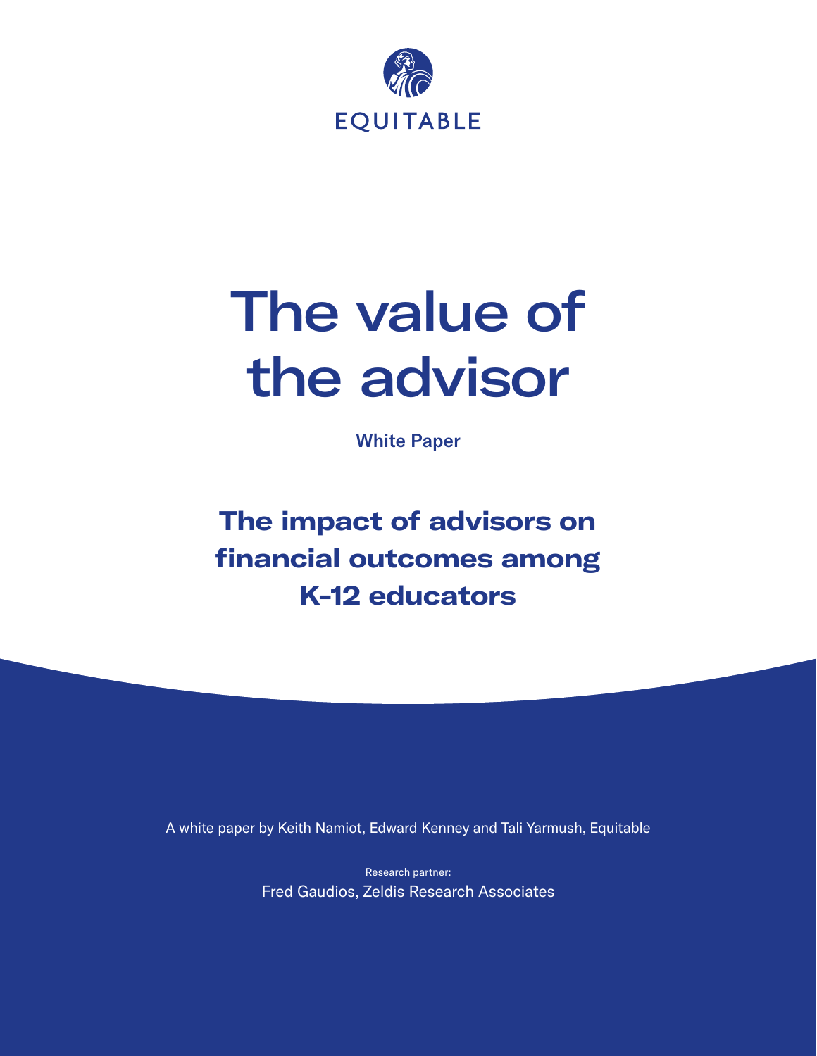EQUITABLE

# The value of the advisor

White Paper

## The impact of advisors on financial outcomes among K-12 educators

A white paper by Keith Namiot, Edward Kenney and Tali Yarmush, Equitable

Research partner:
Fred Gaudios, Zeldis Research Associates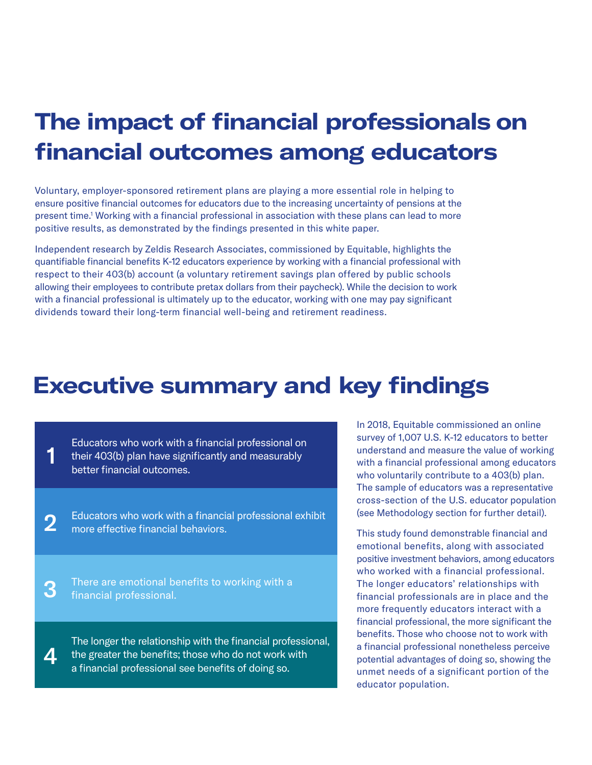# The impact of financial professionals on financial outcomes among educators

Voluntary, employer-sponsored retirement plans are playing a more essential role in helping to ensure positive financial outcomes for educators due to the increasing uncertainty of pensions at the present time.[1] Working with a financial professional in association with these plans can lead to more positive results, as demonstrated by the findings presented in this white paper.

Independent research by Zeldis Research Associates, commissioned by Equitable, highlights the quantifiable financial benefits K-12 educators experience by working with a financial professional with respect to their 403(b) account (a voluntary retirement savings plan offered by public schools allowing their employees to contribute pretax dollars from their paycheck). While the decision to work with a financial professional is ultimately up to the educator, working with one may pay significant dividends toward their long-term financial well-being and retirement readiness.

# Executive summary and key findings

1. Educators who work with a financial professional on their 403(b) plan have significantly and measurably better financial outcomes.
2. Educators who work with a financial professional exhibit more effective financial behaviors.
3. There are emotional benefits to working with a financial professional.
4. The longer the relationship with the financial professional, the greater the benefits; those who do not work with a financial professional see benefits of doing so.

In 2018, Equitable commissioned an online survey of 1,007 U.S. K-12 educators to better understand and measure the value of working with a financial professional among educators who voluntarily contribute to a 403(b) plan. The sample of educators was a representative cross-section of the U.S. educator population (see Methodology section for further detail).

This study found demonstrable financial and emotional benefits, along with associated positive investment behaviors, among educators who worked with a financial professional. The longer educators' relationships with financial professionals are in place and the more frequently educators interact with a financial professional, the more significant the benefits. Those who choose not to work with a financial professional nonetheless perceive potential advantages of doing so, showing the unmet needs of a significant portion of the educator population.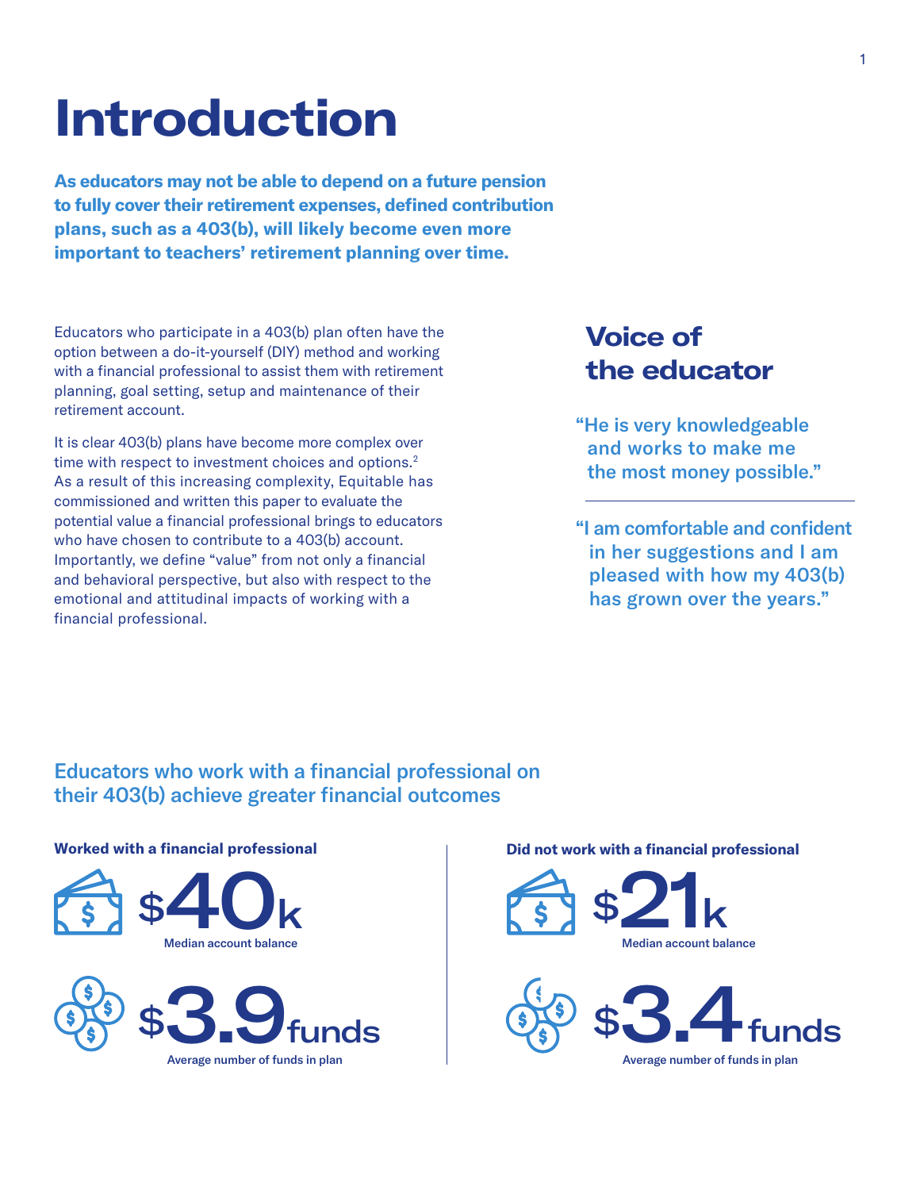# Introduction

**As educators may not be able to depend on a future pension to fully cover their retirement expenses, defined contribution plans, such as a 403(b), will likely become even more important to teachers' retirement planning over time.**

Educators who participate in a 403(b) plan often have the option between a do-it-yourself (DIY) method and working with a financial professional to assist them with retirement planning, goal setting, setup and maintenance of their retirement account.

It is clear 403(b) plans have become more complex over time with respect to investment choices and options.[2] As a result of this increasing complexity, Equitable has commissioned and written this paper to evaluate the potential value a financial professional brings to educators who have chosen to contribute to a 403(b) account. Importantly, we define "value" from not only a financial and behavioral perspective, but also with respect to the emotional and attitudinal impacts of working with a financial professional.

## Voice of the educator

"He is very knowledgeable and works to make me the most money possible."

"I am comfortable and confident in her suggestions and I am pleased with how my 403(b) has grown over the years."

## Educators who work with a financial professional on their 403(b) achieve greater financial outcomes

**Worked with a financial professional**

$40k
Median account balance

$3.9 funds
Average number of funds in plan

**Did not work with a financial professional**

$21k
Median account balance

$3.4 funds
Average number of funds in plan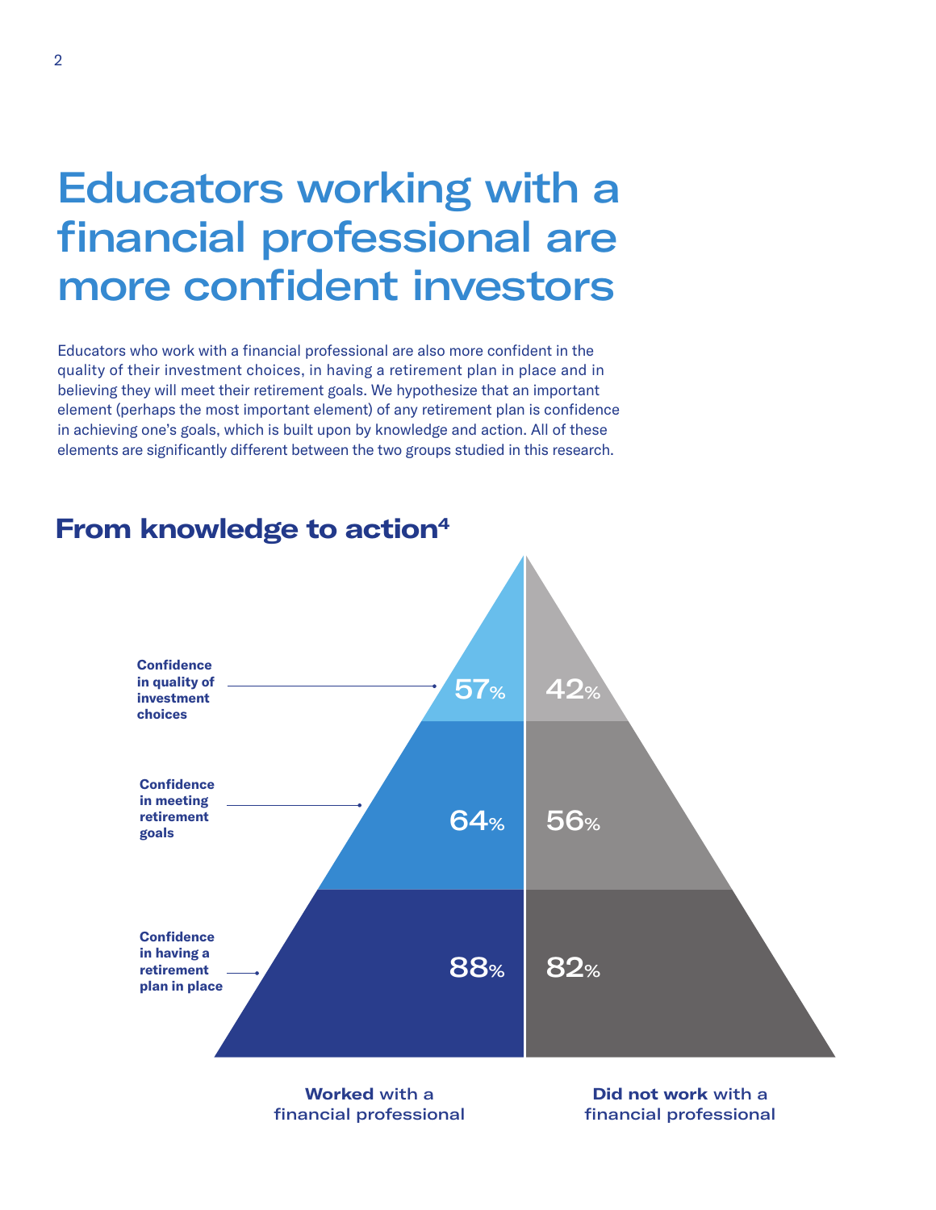# Educators working with a financial professional are more confident investors

Educators who work with a financial professional are also more confident in the quality of their investment choices, in having a retirement plan in place and in believing they will meet their retirement goals. We hypothesize that an important element (perhaps the most important element) of any retirement plan is confidence in achieving one's goals, which is built upon by knowledge and action. All of these elements are significantly different between the two groups studied in this research.

## From knowledge to action[4]

| | **Worked** with a financial professional | **Did not work** with a financial professional |
|---|---|---|
| **Confidence in quality of investment choices** | 57% | 42% |
| **Confidence in meeting retirement goals** | 64% | 56% |
| **Confidence in having a retirement plan in place** | 88% | 82% |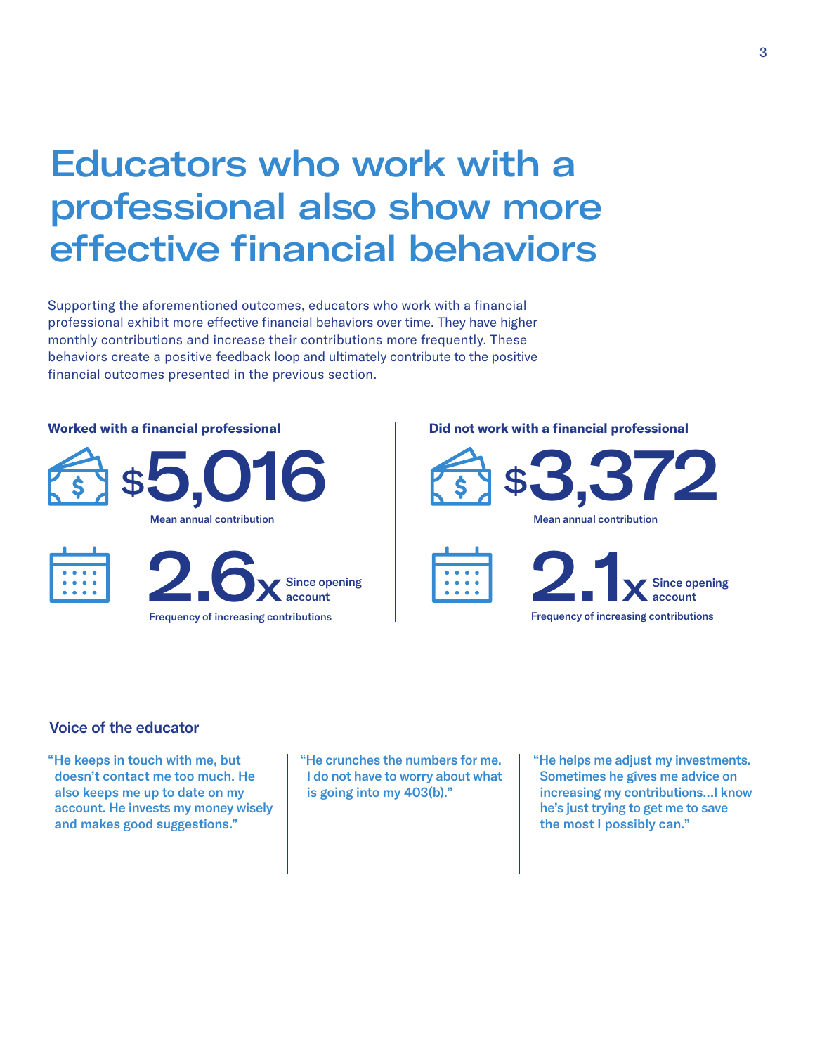# Educators who work with a professional also show more effective financial behaviors

Supporting the aforementioned outcomes, educators who work with a financial professional exhibit more effective financial behaviors over time. They have higher monthly contributions and increase their contributions more frequently. These behaviors create a positive feedback loop and ultimately contribute to the positive financial outcomes presented in the previous section.

**Worked with a financial professional**

**$5,016**
Mean annual contribution

**2.6x** Since opening account
Frequency of increasing contributions

**Did not work with a financial professional**

**$3,372**
Mean annual contribution

**2.1x** Since opening account
Frequency of increasing contributions

## Voice of the educator

**"He keeps in touch with me, but doesn't contact me too much. He also keeps me up to date on my account. He invests my money wisely and makes good suggestions."**

**"He crunches the numbers for me. I do not have to worry about what is going into my 403(b)."**

**"He helps me adjust my investments. Sometimes he gives me advice on increasing my contributions...I know he's just trying to get me to save the most I possibly can."**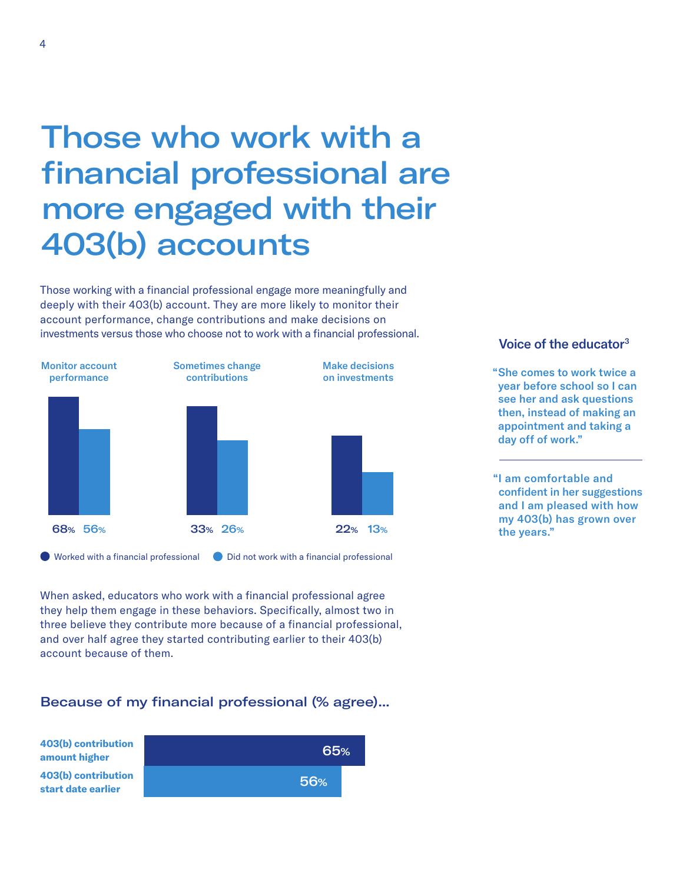# Those who work with a financial professional are more engaged with their 403(b) accounts

Those working with a financial professional engage more meaningfully and deeply with their 403(b) account. They are more likely to monitor their account performance, change contributions and make decisions on investments versus those who choose not to work with a financial professional.

| | Worked with a financial professional | Did not work with a financial professional |
|---|---|---|
| Monitor account performance | 68% | 56% |
| Sometimes change contributions | 33% | 26% |
| Make decisions on investments | 22% | 13% |

When asked, educators who work with a financial professional agree they help them engage in these behaviors. Specifically, almost two in three believe they contribute more because of a financial professional, and over half agree they started contributing earlier to their 403(b) account because of them.

### Because of my financial professional (% agree)...

| | % agree |
|---|---|
| **403(b) contribution amount higher** | 65% |
| **403(b) contribution start date earlier** | 56% |

### Voice of the educator[3]

"She comes to work twice a year before school so I can see her and ask questions then, instead of making an appointment and taking a day off of work."

"I am comfortable and confident in her suggestions and I am pleased with how my 403(b) has grown over the years."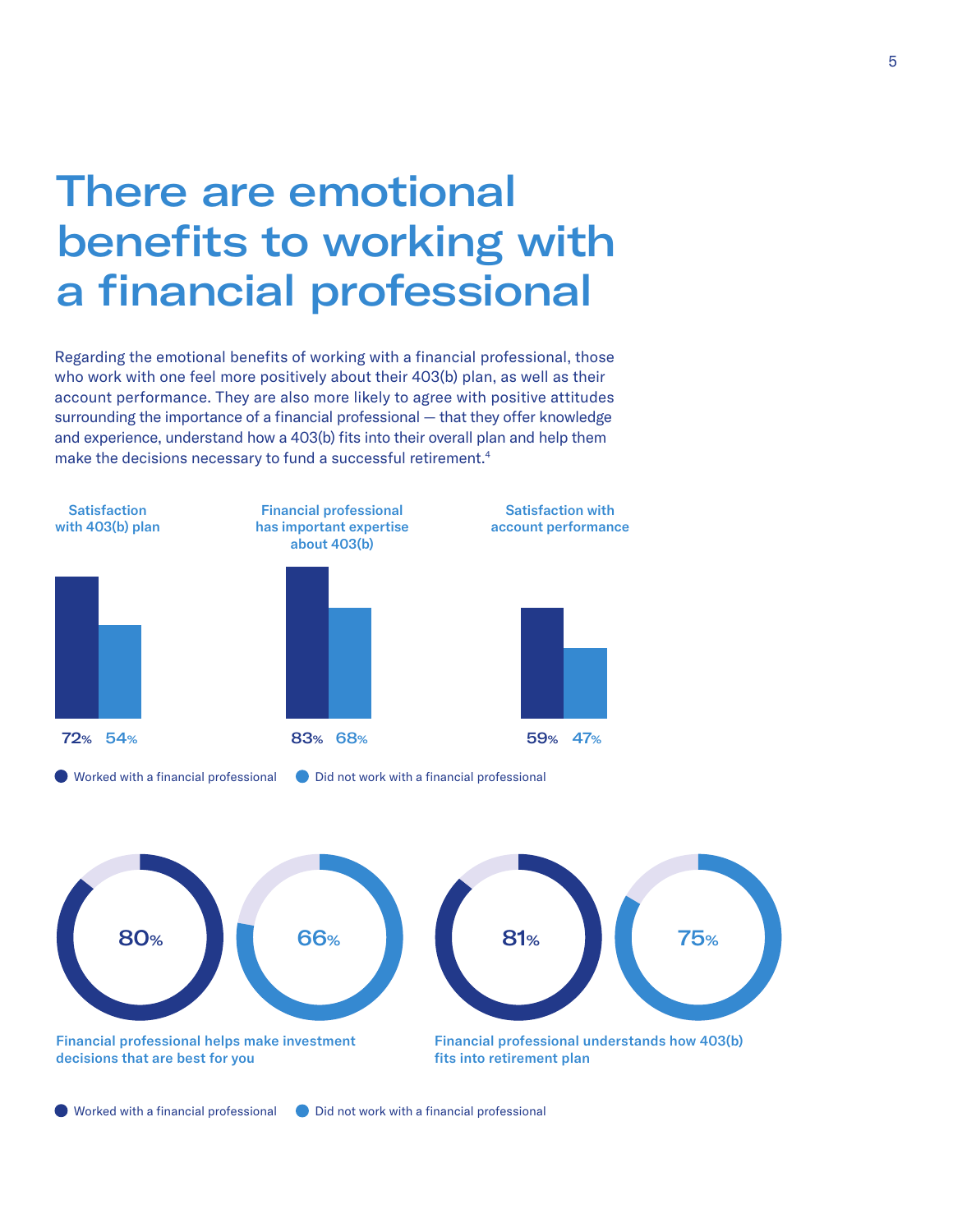# There are emotional benefits to working with a financial professional

Regarding the emotional benefits of working with a financial professional, those who work with one feel more positively about their 403(b) plan, as well as their account performance. They are also more likely to agree with positive attitudes surrounding the importance of a financial professional — that they offer knowledge and experience, understand how a 403(b) fits into their overall plan and help them make the decisions necessary to fund a successful retirement.[4]

| | Worked with a financial professional | Did not work with a financial professional |
|---|---|---|
| Satisfaction with 403(b) plan | 72% | 54% |
| Financial professional has important expertise about 403(b) | 83% | 68% |
| Satisfaction with account performance | 59% | 47% |

| | Worked with a financial professional | Did not work with a financial professional |
|---|---|---|
| Financial professional helps make investment decisions that are best for you | 80% | 66% |
| Financial professional understands how 403(b) fits into retirement plan | 81% | 75% |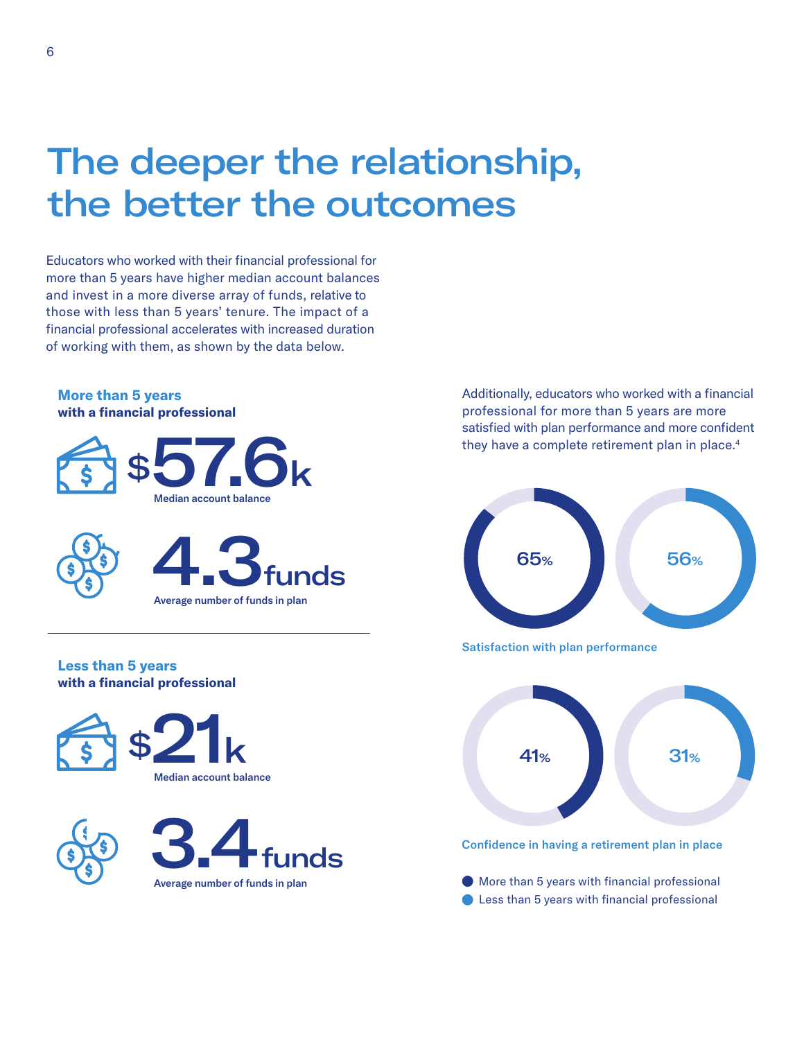# The deeper the relationship, the better the outcomes

Educators who worked with their financial professional for more than 5 years have higher median account balances and invest in a more diverse array of funds, relative to those with less than 5 years' tenure. The impact of a financial professional accelerates with increased duration of working with them, as shown by the data below.

**More than 5 years**
**with a financial professional**

$57.6k
Median account balance

4.3 funds
Average number of funds in plan

**Less than 5 years**
**with a financial professional**

$21k
Median account balance

3.4 funds
Average number of funds in plan

Additionally, educators who worked with a financial professional for more than 5 years are more satisfied with plan performance and more confident they have a complete retirement plan in place.[4]

65% | 56%

Satisfaction with plan performance

41% | 31%

Confidence in having a retirement plan in place

- More than 5 years with financial professional
- Less than 5 years with financial professional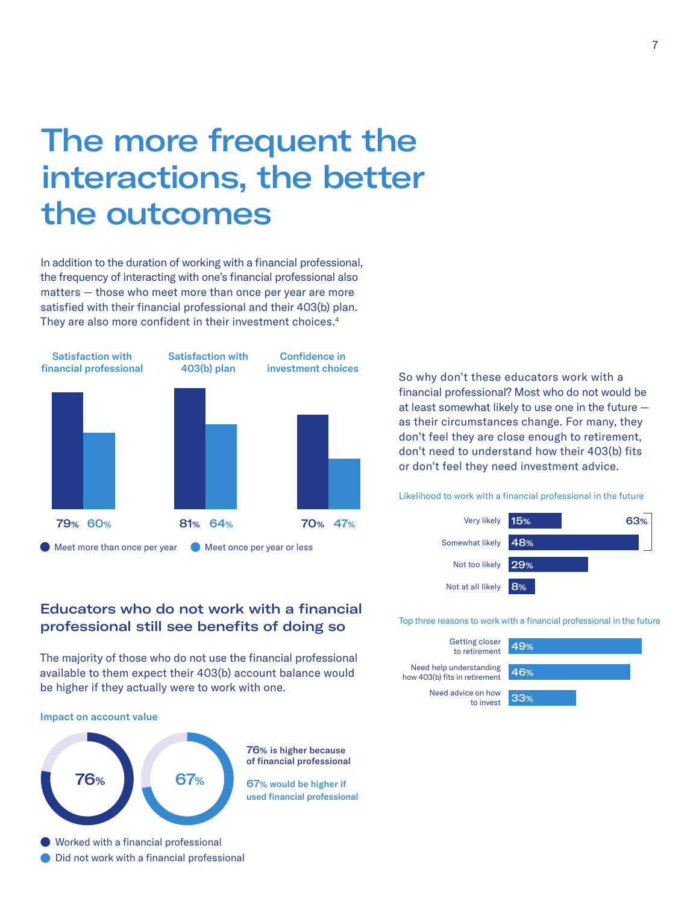# The more frequent the interactions, the better the outcomes

In addition to the duration of working with a financial professional, the frequency of interacting with one's financial professional also matters — those who meet more than once per year are more satisfied with their financial professional and their 403(b) plan. They are also more confident in their investment choices.[4]

| | Meet more than once per year | Meet once per year or less |
|---|---|---|
| Satisfaction with financial professional | 79% | 60% |
| Satisfaction with 403(b) plan | 81% | 64% |
| Confidence in investment choices | 70% | 47% |

## Educators who do not work with a financial professional still see benefits of doing so

The majority of those who do not use the financial professional available to them expect their 403(b) account balance would be higher if they actually were to work with one.

**Impact on account value**

| | |
|---|---|
| Worked with a financial professional | 76% is higher because of financial professional |
| Did not work with a financial professional | 67% would be higher if used financial professional |

So why don't these educators work with a financial professional? Most who do not would be at least somewhat likely to use one in the future — as their circumstances change. For many, they don't feel they are close enough to retirement, don't need to understand how their 403(b) fits or don't feel they need investment advice.

**Likelihood to work with a financial professional in the future**

| | |
|---|---|
| Very likely | 15% |
| Somewhat likely | 48% |
| Not too likely | 29% |
| Not at all likely | 8% |

Very likely + Somewhat likely: 63%

**Top three reasons to work with a financial professional in the future**

| | |
|---|---|
| Getting closer to retirement | 49% |
| Need help understanding how 403(b) fits in retirement | 46% |
| Need advice on how to invest | 33% |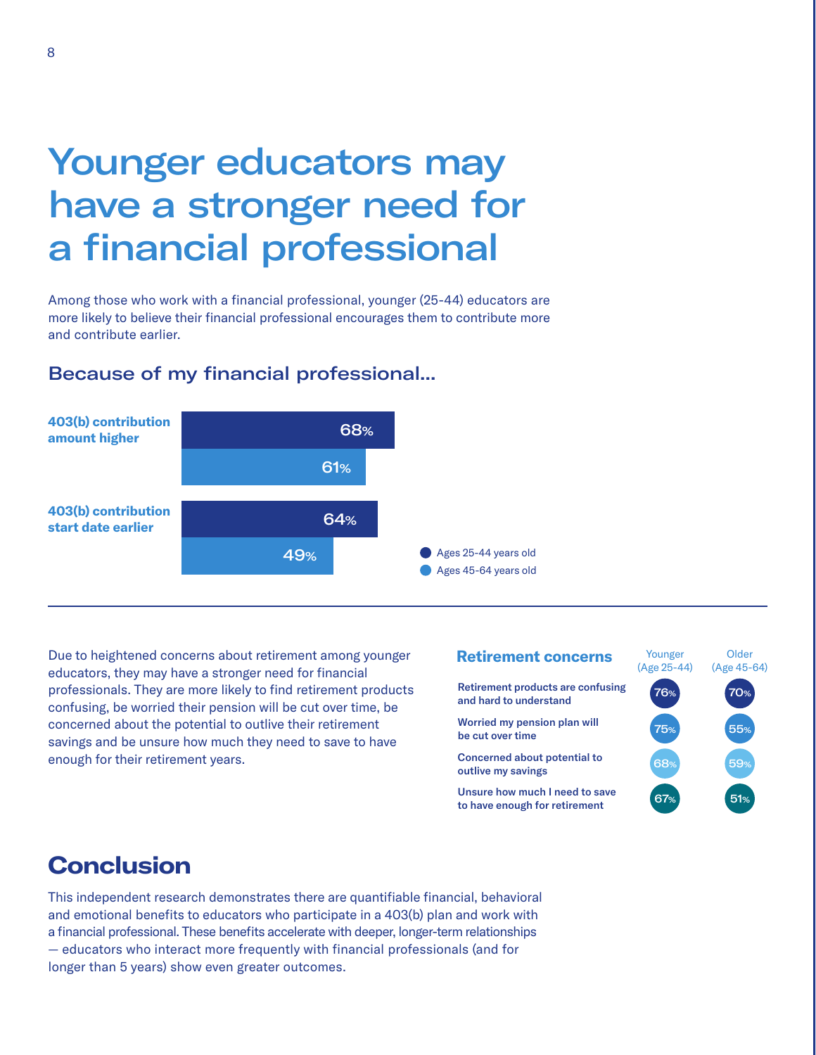# Younger educators may have a stronger need for a financial professional

Among those who work with a financial professional, younger (25-44) educators are more likely to believe their financial professional encourages them to contribute more and contribute earlier.

## Because of my financial professional...

| | Ages 25-44 years old | Ages 45-64 years old |
|---|---|---|
| **403(b) contribution amount higher** | 68% | 61% |
| **403(b) contribution start date earlier** | 64% | 49% |

Due to heightened concerns about retirement among younger educators, they may have a stronger need for financial professionals. They are more likely to find retirement products confusing, be worried their pension will be cut over time, be concerned about the potential to outlive their retirement savings and be unsure how much they need to save to have enough for their retirement years.

| Retirement concerns | Younger (Age 25-44) | Older (Age 45-64) |
|---|---|---|
| Retirement products are confusing and hard to understand | 76% | 70% |
| Worried my pension plan will be cut over time | 75% | 55% |
| Concerned about potential to outlive my savings | 68% | 59% |
| Unsure how much I need to save to have enough for retirement | 67% | 51% |

## Conclusion

This independent research demonstrates there are quantifiable financial, behavioral and emotional benefits to educators who participate in a 403(b) plan and work with a financial professional. These benefits accelerate with deeper, longer-term relationships — educators who interact more frequently with financial professionals (and for longer than 5 years) show even greater outcomes.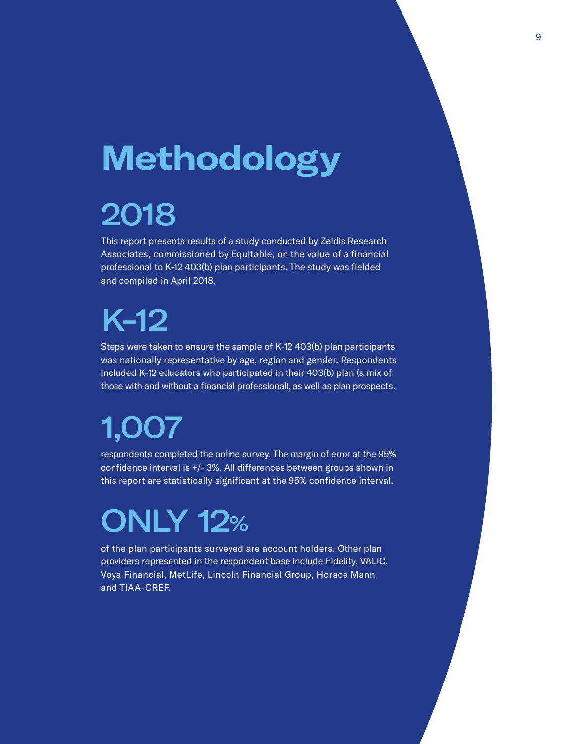# Methodology

## 2018

This report presents results of a study conducted by Zeldis Research Associates, commissioned by Equitable, on the value of a financial professional to K-12 403(b) plan participants. The study was fielded and compiled in April 2018.

## K-12

Steps were taken to ensure the sample of K-12 403(b) plan participants was nationally representative by age, region and gender. Respondents included K-12 educators who participated in their 403(b) plan (a mix of those with and without a financial professional), as well as plan prospects.

## 1,007

respondents completed the online survey. The margin of error at the 95% confidence interval is +/- 3%. All differences between groups shown in this report are statistically significant at the 95% confidence interval.

## ONLY 12%

of the plan participants surveyed are account holders. Other plan providers represented in the respondent base include Fidelity, VALIC, Voya Financial, MetLife, Lincoln Financial Group, Horace Mann and TIAA-CREF.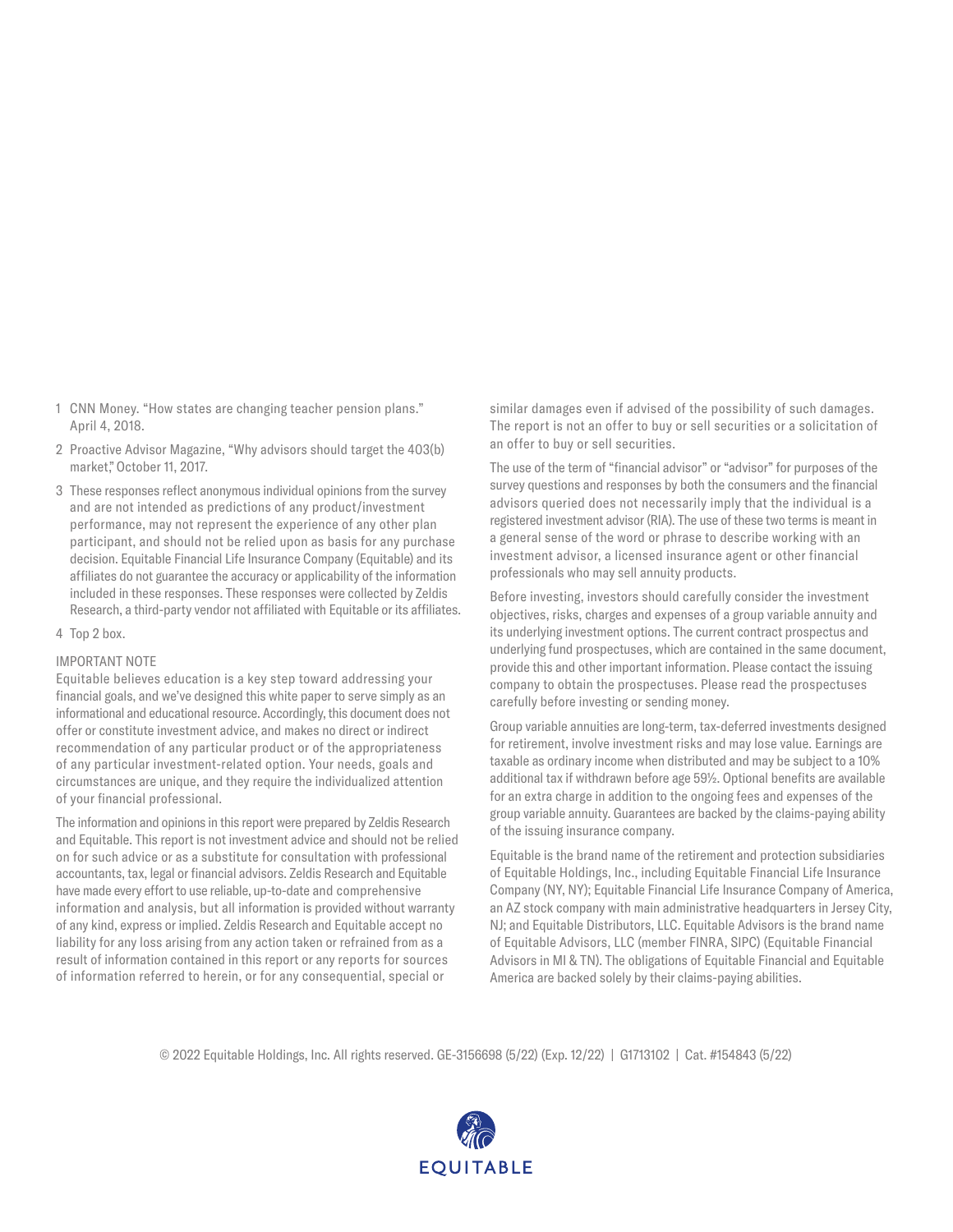1. CNN Money. “How states are changing teacher pension plans.” April 4, 2018.
2. Proactive Advisor Magazine, “Why advisors should target the 403(b) market,” October 11, 2017.
3. These responses reflect anonymous individual opinions from the survey and are not intended as predictions of any product/investment performance, may not represent the experience of any other plan participant, and should not be relied upon as basis for any purchase decision. Equitable Financial Life Insurance Company (Equitable) and its affiliates do not guarantee the accuracy or applicability of the information included in these responses. These responses were collected by Zeldis Research, a third-party vendor not affiliated with Equitable or its affiliates.
4. Top 2 box.

IMPORTANT NOTE

Equitable believes education is a key step toward addressing your financial goals, and we’ve designed this white paper to serve simply as an informational and educational resource. Accordingly, this document does not offer or constitute investment advice, and makes no direct or indirect recommendation of any particular product or of the appropriateness of any particular investment-related option. Your needs, goals and circumstances are unique, and they require the individualized attention of your financial professional.

The information and opinions in this report were prepared by Zeldis Research and Equitable. This report is not investment advice and should not be relied on for such advice or as a substitute for consultation with professional accountants, tax, legal or financial advisors. Zeldis Research and Equitable have made every effort to use reliable, up-to-date and comprehensive information and analysis, but all information is provided without warranty of any kind, express or implied. Zeldis Research and Equitable accept no liability for any loss arising from any action taken or refrained from as a result of information contained in this report or any reports for sources of information referred to herein, or for any consequential, special or similar damages even if advised of the possibility of such damages. The report is not an offer to buy or sell securities or a solicitation of an offer to buy or sell securities.

The use of the term of “financial advisor” or “advisor” for purposes of the survey questions and responses by both the consumers and the financial advisors queried does not necessarily imply that the individual is a registered investment advisor (RIA). The use of these two terms is meant in a general sense of the word or phrase to describe working with an investment advisor, a licensed insurance agent or other financial professionals who may sell annuity products.

Before investing, investors should carefully consider the investment objectives, risks, charges and expenses of a group variable annuity and its underlying investment options. The current contract prospectus and underlying fund prospectuses, which are contained in the same document, provide this and other important information. Please contact the issuing company to obtain the prospectuses. Please read the prospectuses carefully before investing or sending money.

Group variable annuities are long-term, tax-deferred investments designed for retirement, involve investment risks and may lose value. Earnings are taxable as ordinary income when distributed and may be subject to a 10% additional tax if withdrawn before age 59½. Optional benefits are available for an extra charge in addition to the ongoing fees and expenses of the group variable annuity. Guarantees are backed by the claims-paying ability of the issuing insurance company.

Equitable is the brand name of the retirement and protection subsidiaries of Equitable Holdings, Inc., including Equitable Financial Life Insurance Company (NY, NY); Equitable Financial Life Insurance Company of America, an AZ stock company with main administrative headquarters in Jersey City, NJ; and Equitable Distributors, LLC. Equitable Advisors is the brand name of Equitable Advisors, LLC (member FINRA, SIPC) (Equitable Financial Advisors in MI & TN). The obligations of Equitable Financial and Equitable America are backed solely by their claims-paying abilities.

© 2022 Equitable Holdings, Inc. All rights reserved. GE-3156698 (5/22) (Exp. 12/22) | G1713102 | Cat. #154843 (5/22)

EQUITABLE